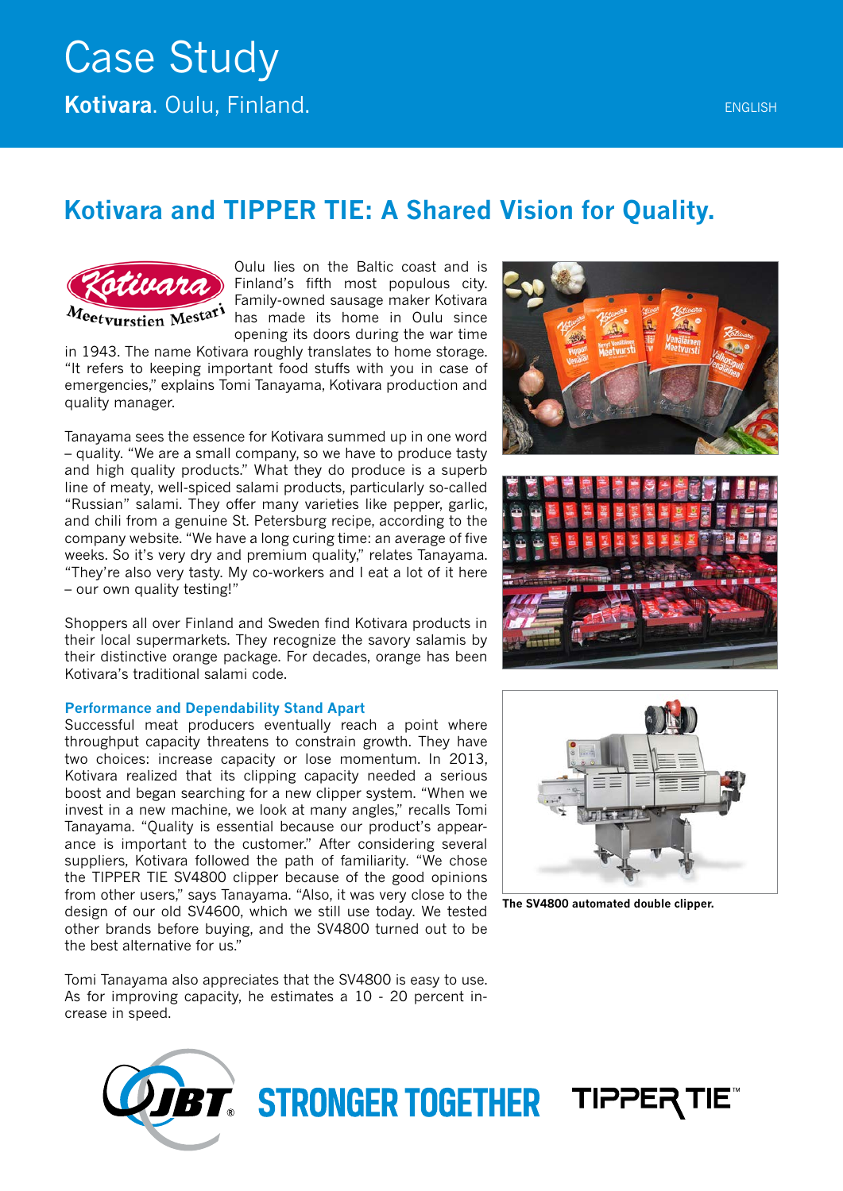# Case Study

**Kotivara**. Oulu, Finland.

ENGLISH

## Kotivara and TIPPER TIE: A Shared Vision for Quality.

Oulu lies on the Baltic coast and is Finland's fifth most populous city. Family-owned sausage maker Kotivara has made its home in Oulu since opening its doors during the war time in 1943. The name Kotivara roughly translates to home storage. "It refers to keeping important food stuffs with you in case of emergencies," explains Tomi Tanayama, Kotivara production and quality manager.

Tanayama sees the essence for Kotivara summed up in one word – quality. "We are a small company, so we have to produce tasty and high quality products." What they do produce is a superb line of meaty, well-spiced salami products, particularly so-called "Russian" salami. They offer many varieties like pepper, garlic, and chili from a genuine St. Petersburg recipe, according to the company website. "We have a long curing time: an average of five weeks. So it's very dry and premium quality," relates Tanayama. "They're also very tasty. My co-workers and I eat a lot of it here – our own quality testing!"

Shoppers all over Finland and Sweden find Kotivara products in their local supermarkets. They recognize the savory salamis by their distinctive orange package. For decades, orange has been Kotivara's traditional salami code.

### Performance and Dependability Stand Apart

Successful meat producers eventually reach a point where throughput capacity threatens to constrain growth. They have two choices: increase capacity or lose momentum. In 2013, Kotivara realized that its clipping capacity needed a serious boost and began searching for a new clipper system. "When we invest in a new machine, we look at many angles," recalls Tomi Tanayama. "Quality is essential because our product's appearance is important to the customer." After considering several suppliers, Kotivara followed the path of familiarity. "We chose the TIPPER TIE SV4800 clipper because of the good opinions from other users," says Tanayama. "Also, it was very close to the design of our old SV4600, which we still use today. We tested other brands before buying, and the SV4800 turned out to be the best alternative for us."

Tomi Tanayama also appreciates that the SV4800 is easy to use. As for improving capacity, he estimates a 10 - 20 percent increase in speed.

**The SV4800 automated double clipper.**

JBT STRONGER TOGETHER TIPPER TIE™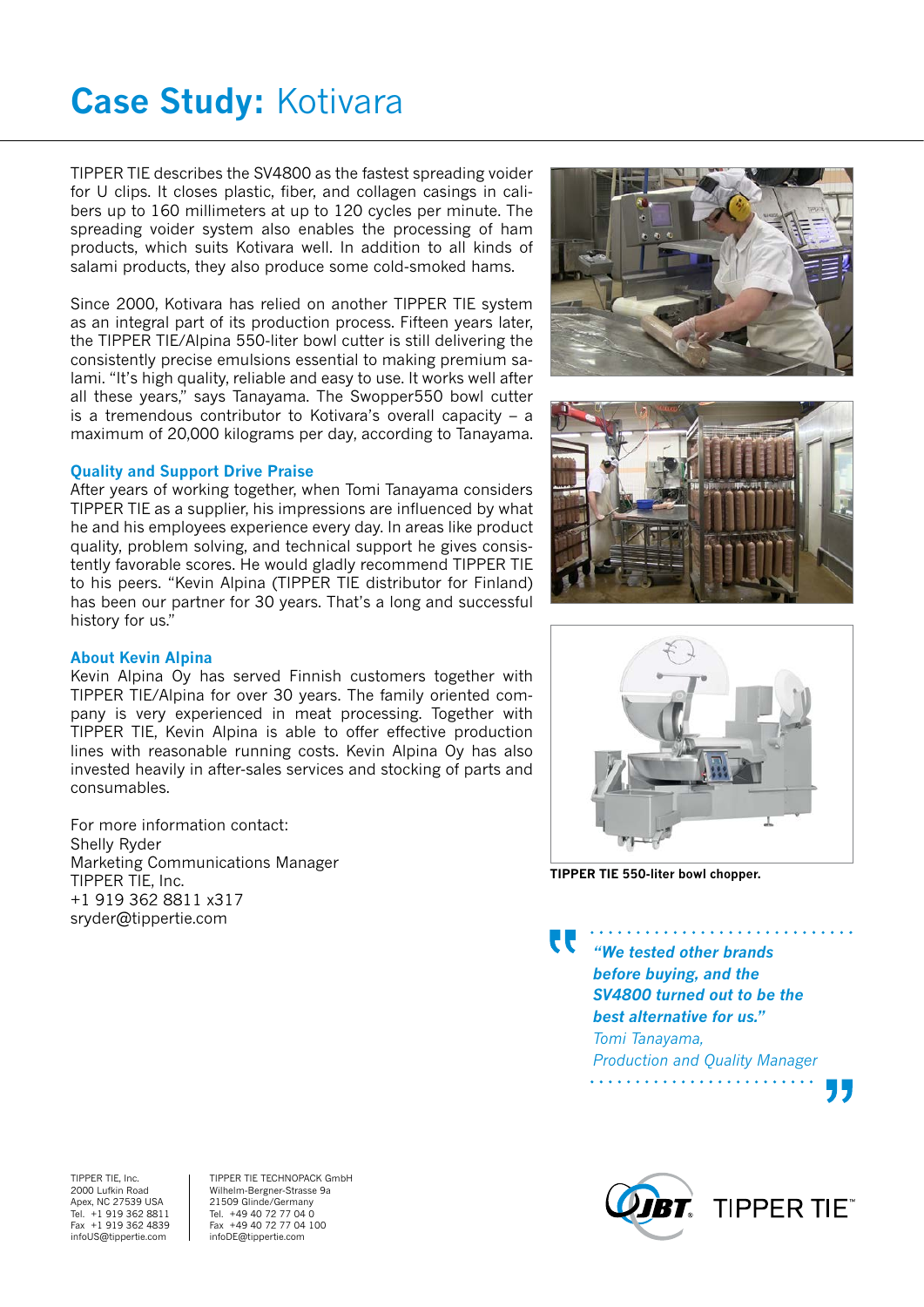# Case Study: Kotivara

TIPPER TIE describes the SV4800 as the fastest spreading voider for U clips. It closes plastic, fiber, and collagen casings in calibers up to 160 millimeters at up to 120 cycles per minute. The spreading voider system also enables the processing of ham products, which suits Kotivara well. In addition to all kinds of salami products, they also produce some cold-smoked hams.

Since 2000, Kotivara has relied on another TIPPER TIE system as an integral part of its production process. Fifteen years later, the TIPPER TIE/Alpina 550-liter bowl cutter is still delivering the consistently precise emulsions essential to making premium salami. "It's high quality, reliable and easy to use. It works well after all these years," says Tanayama. The Swopper550 bowl cutter is a tremendous contributor to Kotivara's overall capacity – a maximum of 20,000 kilograms per day, according to Tanayama.

## Quality and Support Drive Praise

After years of working together, when Tomi Tanayama considers TIPPER TIE as a supplier, his impressions are influenced by what he and his employees experience every day. In areas like product quality, problem solving, and technical support he gives consistently favorable scores. He would gladly recommend TIPPER TIE to his peers. "Kevin Alpina (TIPPER TIE distributor for Finland) has been our partner for 30 years. That's a long and successful history for us."

## About Kevin Alpina

Kevin Alpina Oy has served Finnish customers together with TIPPER TIE/Alpina for over 30 years. The family oriented company is very experienced in meat processing. Together with TIPPER TIE, Kevin Alpina is able to offer effective production lines with reasonable running costs. Kevin Alpina Oy has also invested heavily in after-sales services and stocking of parts and consumables.

For more information contact:
Shelly Ryder
Marketing Communications Manager
TIPPER TIE, Inc.
+1 919 362 8811 x317
sryder@tippertie.com

**TIPPER TIE 550-liter bowl chopper.**

> ***"We tested other brands before buying, and the SV4800 turned out to be the best alternative for us."***
> *Tomi Tanayama,*
> *Production and Quality Manager*

TIPPER TIE, Inc.
2000 Lufkin Road
Apex, NC 27539 USA
Tel. +1 919 362 8811
Fax +1 919 362 4839
infoUS@tippertie.com

TIPPER TIE TECHNOPACK GmbH
Wilhelm-Bergner-Strasse 9a
21509 Glinde/Germany
Tel. +49 40 72 77 04 0
Fax +49 40 72 77 04 100
infoDE@tippertie.com

JBT TIPPER TIE™